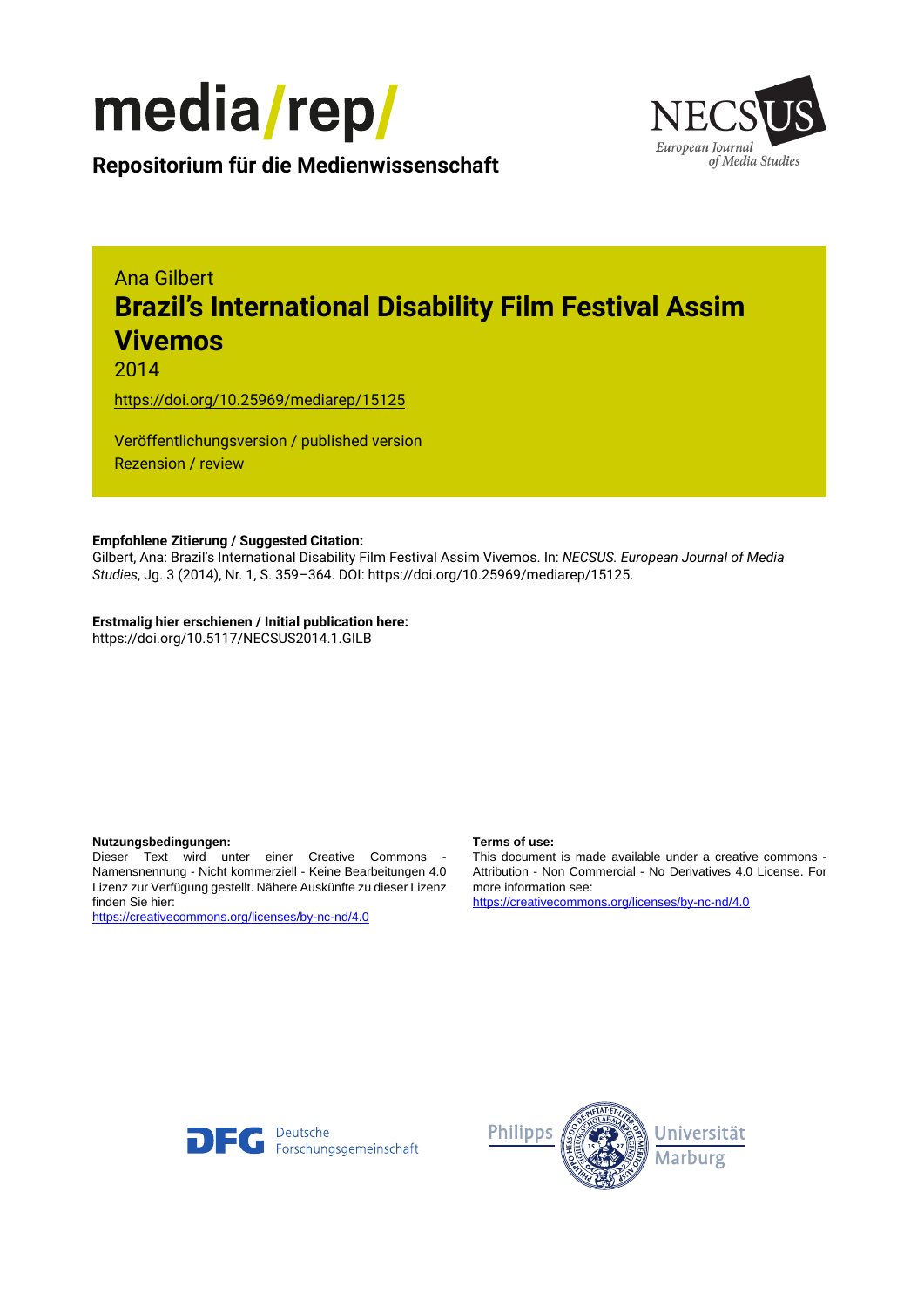media/rep/

**Repositorium für die Medienwissenschaft**

NECSUS European Journal of Media Studies

Ana Gilbert

# Brazil's International Disability Film Festival Assim Vivemos

2014

https://doi.org/10.25969/mediarep/15125

Veröffentlichungsversion / published version
Rezension / review

**Empfohlene Zitierung / Suggested Citation:**
Gilbert, Ana: Brazil's International Disability Film Festival Assim Vivemos. In: *NECSUS. European Journal of Media Studies*, Jg. 3 (2014), Nr. 1, S. 359–364. DOI: https://doi.org/10.25969/mediarep/15125.

**Erstmalig hier erschienen / Initial publication here:**
https://doi.org/10.5117/NECSUS2014.1.GILB

**Nutzungsbedingungen:**
Dieser Text wird unter einer Creative Commons - Namensnennung - Nicht kommerziell - Keine Bearbeitungen 4.0 Lizenz zur Verfügung gestellt. Nähere Auskünfte zu dieser Lizenz finden Sie hier:
https://creativecommons.org/licenses/by-nc-nd/4.0

**Terms of use:**
This document is made available under a creative commons - Attribution - Non Commercial - No Derivatives 4.0 License. For more information see:
https://creativecommons.org/licenses/by-nc-nd/4.0

Deutsche Forschungsgemeinschaft

Philipps Universität Marburg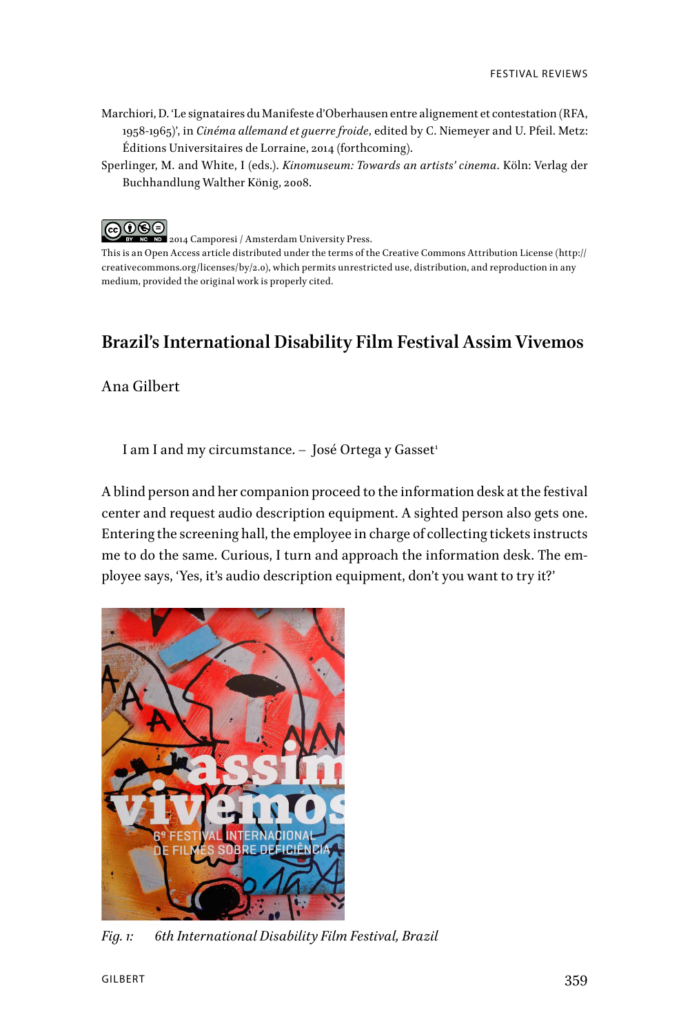Marchiori, D. 'Le signataires du Manifeste d'Oberhausen entre alignement et contestation (RFA, 1958-1965)', in *Cinéma allemand et guerre froide*, edited by C. Niemeyer and U. Pfeil. Metz: Éditions Universitaires de Lorraine, 2014 (forthcoming).

Sperlinger, M. and White, I (eds.). *Kinomuseum: Towards an artists' cinema*. Köln: Verlag der Buchhandlung Walther König, 2008.

2014 Camporesi / Amsterdam University Press.
This is an Open Access article distributed under the terms of the Creative Commons Attribution License (http://creativecommons.org/licenses/by/2.0), which permits unrestricted use, distribution, and reproduction in any medium, provided the original work is properly cited.

## Brazil's International Disability Film Festival Assim Vivemos

Ana Gilbert

> I am I and my circumstance. – José Ortega y Gasset[1]

A blind person and her companion proceed to the information desk at the festival center and request audio description equipment. A sighted person also gets one. Entering the screening hall, the employee in charge of collecting tickets instructs me to do the same. Curious, I turn and approach the information desk. The employee says, 'Yes, it's audio description equipment, don't you want to try it?'

*Fig. 1: 6th International Disability Film Festival, Brazil*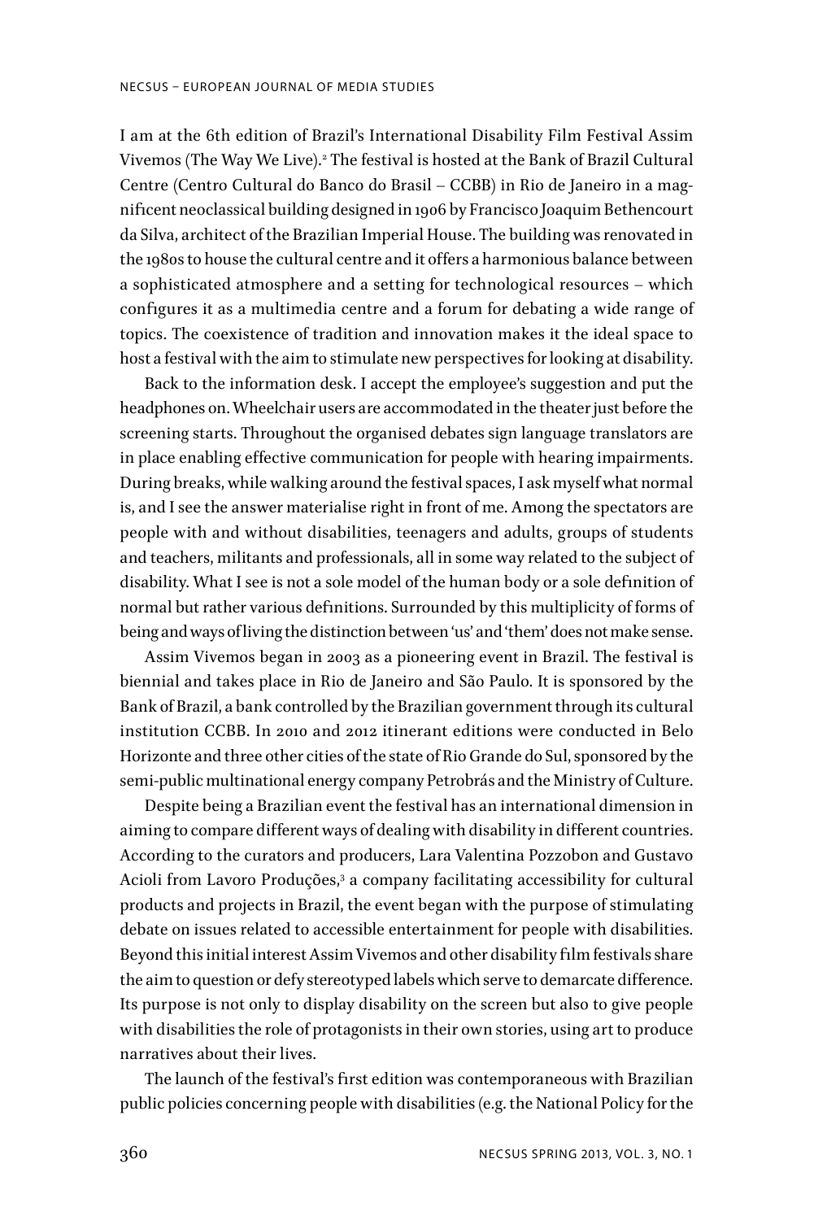I am at the 6th edition of Brazil's International Disability Film Festival Assim Vivemos (The Way We Live).[2] The festival is hosted at the Bank of Brazil Cultural Centre (Centro Cultural do Banco do Brasil – CCBB) in Rio de Janeiro in a magnificent neoclassical building designed in 1906 by Francisco Joaquim Bethencourt da Silva, architect of the Brazilian Imperial House. The building was renovated in the 1980s to house the cultural centre and it offers a harmonious balance between a sophisticated atmosphere and a setting for technological resources – which configures it as a multimedia centre and a forum for debating a wide range of topics. The coexistence of tradition and innovation makes it the ideal space to host a festival with the aim to stimulate new perspectives for looking at disability.

Back to the information desk. I accept the employee's suggestion and put the headphones on. Wheelchair users are accommodated in the theater just before the screening starts. Throughout the organised debates sign language translators are in place enabling effective communication for people with hearing impairments. During breaks, while walking around the festival spaces, I ask myself what normal is, and I see the answer materialise right in front of me. Among the spectators are people with and without disabilities, teenagers and adults, groups of students and teachers, militants and professionals, all in some way related to the subject of disability. What I see is not a sole model of the human body or a sole definition of normal but rather various definitions. Surrounded by this multiplicity of forms of being and ways of living the distinction between 'us' and 'them' does not make sense.

Assim Vivemos began in 2003 as a pioneering event in Brazil. The festival is biennial and takes place in Rio de Janeiro and São Paulo. It is sponsored by the Bank of Brazil, a bank controlled by the Brazilian government through its cultural institution CCBB. In 2010 and 2012 itinerant editions were conducted in Belo Horizonte and three other cities of the state of Rio Grande do Sul, sponsored by the semi-public multinational energy company Petrobrás and the Ministry of Culture.

Despite being a Brazilian event the festival has an international dimension in aiming to compare different ways of dealing with disability in different countries. According to the curators and producers, Lara Valentina Pozzobon and Gustavo Acioli from Lavoro Produções,[3] a company facilitating accessibility for cultural products and projects in Brazil, the event began with the purpose of stimulating debate on issues related to accessible entertainment for people with disabilities. Beyond this initial interest Assim Vivemos and other disability film festivals share the aim to question or defy stereotyped labels which serve to demarcate difference. Its purpose is not only to display disability on the screen but also to give people with disabilities the role of protagonists in their own stories, using art to produce narratives about their lives.

The launch of the festival's first edition was contemporaneous with Brazilian public policies concerning people with disabilities (e.g. the National Policy for the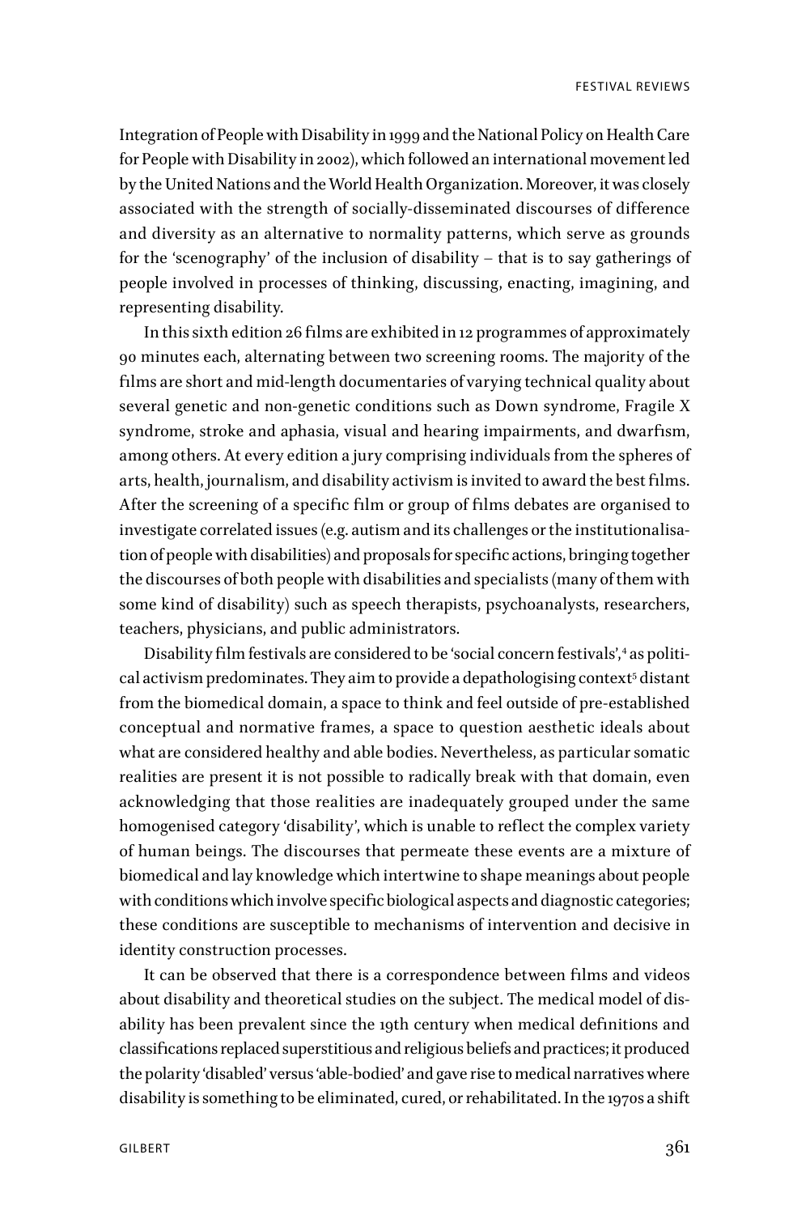Integration of People with Disability in 1999 and the National Policy on Health Care for People with Disability in 2002), which followed an international movement led by the United Nations and the World Health Organization. Moreover, it was closely associated with the strength of socially-disseminated discourses of difference and diversity as an alternative to normality patterns, which serve as grounds for the 'scenography' of the inclusion of disability – that is to say gatherings of people involved in processes of thinking, discussing, enacting, imagining, and representing disability.

In this sixth edition 26 films are exhibited in 12 programmes of approximately 90 minutes each, alternating between two screening rooms. The majority of the films are short and mid-length documentaries of varying technical quality about several genetic and non-genetic conditions such as Down syndrome, Fragile X syndrome, stroke and aphasia, visual and hearing impairments, and dwarfism, among others. At every edition a jury comprising individuals from the spheres of arts, health, journalism, and disability activism is invited to award the best films. After the screening of a specific film or group of films debates are organised to investigate correlated issues (e.g. autism and its challenges or the institutionalisation of people with disabilities) and proposals for specific actions, bringing together the discourses of both people with disabilities and specialists (many of them with some kind of disability) such as speech therapists, psychoanalysts, researchers, teachers, physicians, and public administrators.

Disability film festivals are considered to be 'social concern festivals',[4] as political activism predominates. They aim to provide a depathologising context[5] distant from the biomedical domain, a space to think and feel outside of pre-established conceptual and normative frames, a space to question aesthetic ideals about what are considered healthy and able bodies. Nevertheless, as particular somatic realities are present it is not possible to radically break with that domain, even acknowledging that those realities are inadequately grouped under the same homogenised category 'disability', which is unable to reflect the complex variety of human beings. The discourses that permeate these events are a mixture of biomedical and lay knowledge which intertwine to shape meanings about people with conditions which involve specific biological aspects and diagnostic categories; these conditions are susceptible to mechanisms of intervention and decisive in identity construction processes.

It can be observed that there is a correspondence between films and videos about disability and theoretical studies on the subject. The medical model of disability has been prevalent since the 19th century when medical definitions and classifications replaced superstitious and religious beliefs and practices; it produced the polarity 'disabled' versus 'able-bodied' and gave rise to medical narratives where disability is something to be eliminated, cured, or rehabilitated. In the 1970s a shift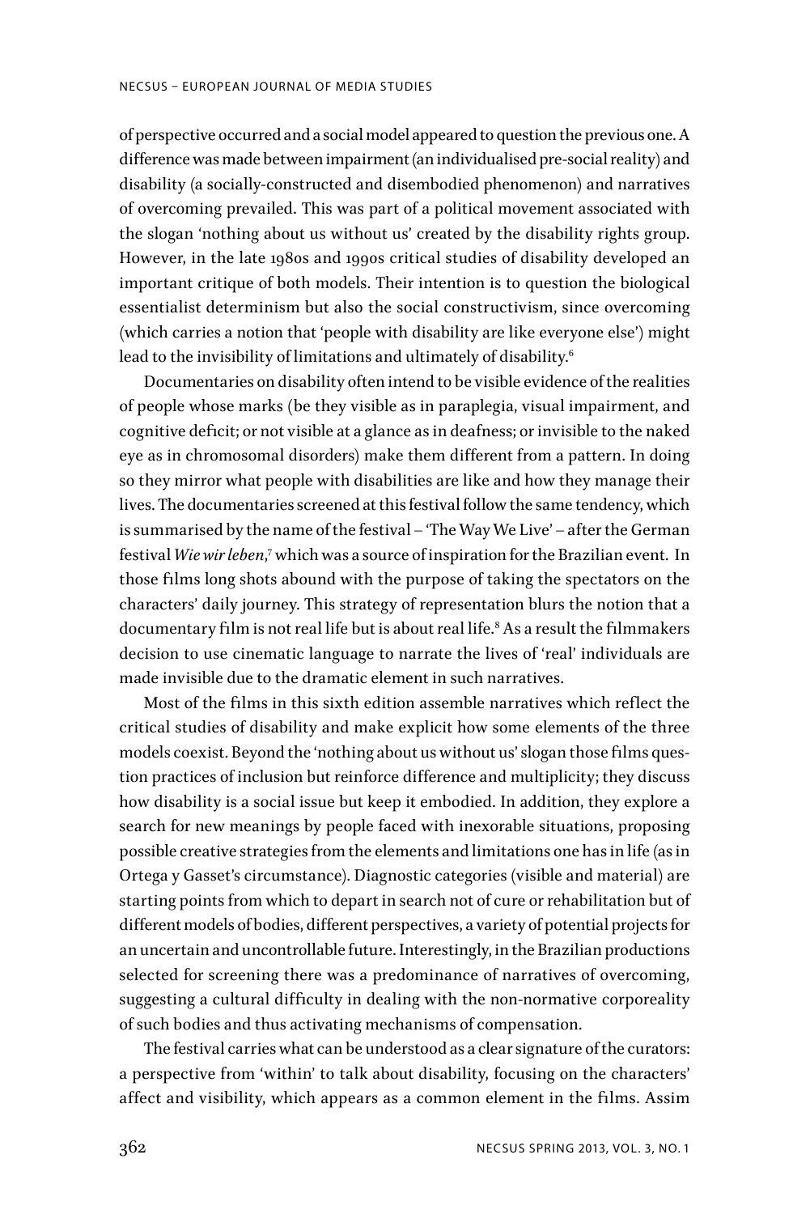of perspective occurred and a social model appeared to question the previous one. A difference was made between impairment (an individualised pre-social reality) and disability (a socially-constructed and disembodied phenomenon) and narratives of overcoming prevailed. This was part of a political movement associated with the slogan 'nothing about us without us' created by the disability rights group. However, in the late 1980s and 1990s critical studies of disability developed an important critique of both models. Their intention is to question the biological essentialist determinism but also the social constructivism, since overcoming (which carries a notion that 'people with disability are like everyone else') might lead to the invisibility of limitations and ultimately of disability.[6]

Documentaries on disability often intend to be visible evidence of the realities of people whose marks (be they visible as in paraplegia, visual impairment, and cognitive deficit; or not visible at a glance as in deafness; or invisible to the naked eye as in chromosomal disorders) make them different from a pattern. In doing so they mirror what people with disabilities are like and how they manage their lives. The documentaries screened at this festival follow the same tendency, which is summarised by the name of the festival – 'The Way We Live' – after the German festival *Wie wir leben*,[7] which was a source of inspiration for the Brazilian event. In those films long shots abound with the purpose of taking the spectators on the characters' daily journey. This strategy of representation blurs the notion that a documentary film is not real life but is about real life.[8] As a result the filmmakers decision to use cinematic language to narrate the lives of 'real' individuals are made invisible due to the dramatic element in such narratives.

Most of the films in this sixth edition assemble narratives which reflect the critical studies of disability and make explicit how some elements of the three models coexist. Beyond the 'nothing about us without us' slogan those films question practices of inclusion but reinforce difference and multiplicity; they discuss how disability is a social issue but keep it embodied. In addition, they explore a search for new meanings by people faced with inexorable situations, proposing possible creative strategies from the elements and limitations one has in life (as in Ortega y Gasset's circumstance). Diagnostic categories (visible and material) are starting points from which to depart in search not of cure or rehabilitation but of different models of bodies, different perspectives, a variety of potential projects for an uncertain and uncontrollable future. Interestingly, in the Brazilian productions selected for screening there was a predominance of narratives of overcoming, suggesting a cultural difficulty in dealing with the non-normative corporeality of such bodies and thus activating mechanisms of compensation.

The festival carries what can be understood as a clear signature of the curators: a perspective from 'within' to talk about disability, focusing on the characters' affect and visibility, which appears as a common element in the films. Assim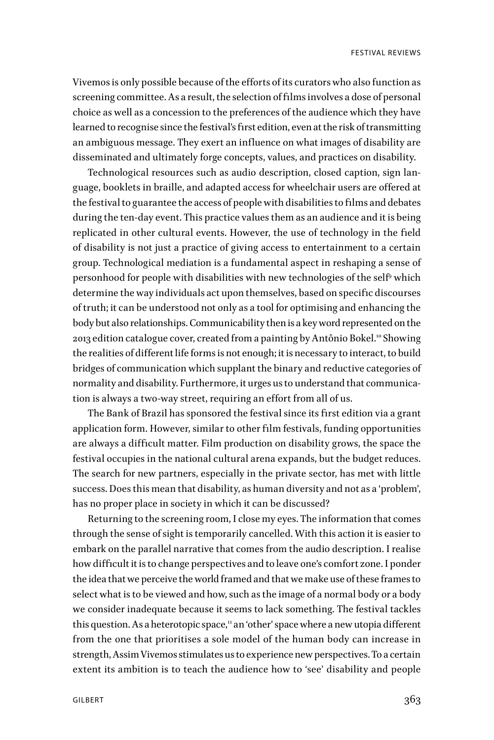Vivemos is only possible because of the efforts of its curators who also function as screening committee. As a result, the selection of films involves a dose of personal choice as well as a concession to the preferences of the audience which they have learned to recognise since the festival's first edition, even at the risk of transmitting an ambiguous message. They exert an influence on what images of disability are disseminated and ultimately forge concepts, values, and practices on disability.

Technological resources such as audio description, closed caption, sign language, booklets in braille, and adapted access for wheelchair users are offered at the festival to guarantee the access of people with disabilities to films and debates during the ten-day event. This practice values them as an audience and it is being replicated in other cultural events. However, the use of technology in the field of disability is not just a practice of giving access to entertainment to a certain group. Technological mediation is a fundamental aspect in reshaping a sense of personhood for people with disabilities with new technologies of the self[9] which determine the way individuals act upon themselves, based on specific discourses of truth; it can be understood not only as a tool for optimising and enhancing the body but also relationships. Communicability then is a key word represented on the 2013 edition catalogue cover, created from a painting by Antônio Bokel.[10] Showing the realities of different life forms is not enough; it is necessary to interact, to build bridges of communication which supplant the binary and reductive categories of normality and disability. Furthermore, it urges us to understand that communication is always a two-way street, requiring an effort from all of us.

The Bank of Brazil has sponsored the festival since its first edition via a grant application form. However, similar to other film festivals, funding opportunities are always a difficult matter. Film production on disability grows, the space the festival occupies in the national cultural arena expands, but the budget reduces. The search for new partners, especially in the private sector, has met with little success. Does this mean that disability, as human diversity and not as a 'problem', has no proper place in society in which it can be discussed?

Returning to the screening room, I close my eyes. The information that comes through the sense of sight is temporarily cancelled. With this action it is easier to embark on the parallel narrative that comes from the audio description. I realise how difficult it is to change perspectives and to leave one's comfort zone. I ponder the idea that we perceive the world framed and that we make use of these frames to select what is to be viewed and how, such as the image of a normal body or a body we consider inadequate because it seems to lack something. The festival tackles this question. As a heterotopic space,[11] an 'other' space where a new utopia different from the one that prioritises a sole model of the human body can increase in strength, Assim Vivemos stimulates us to experience new perspectives. To a certain extent its ambition is to teach the audience how to 'see' disability and people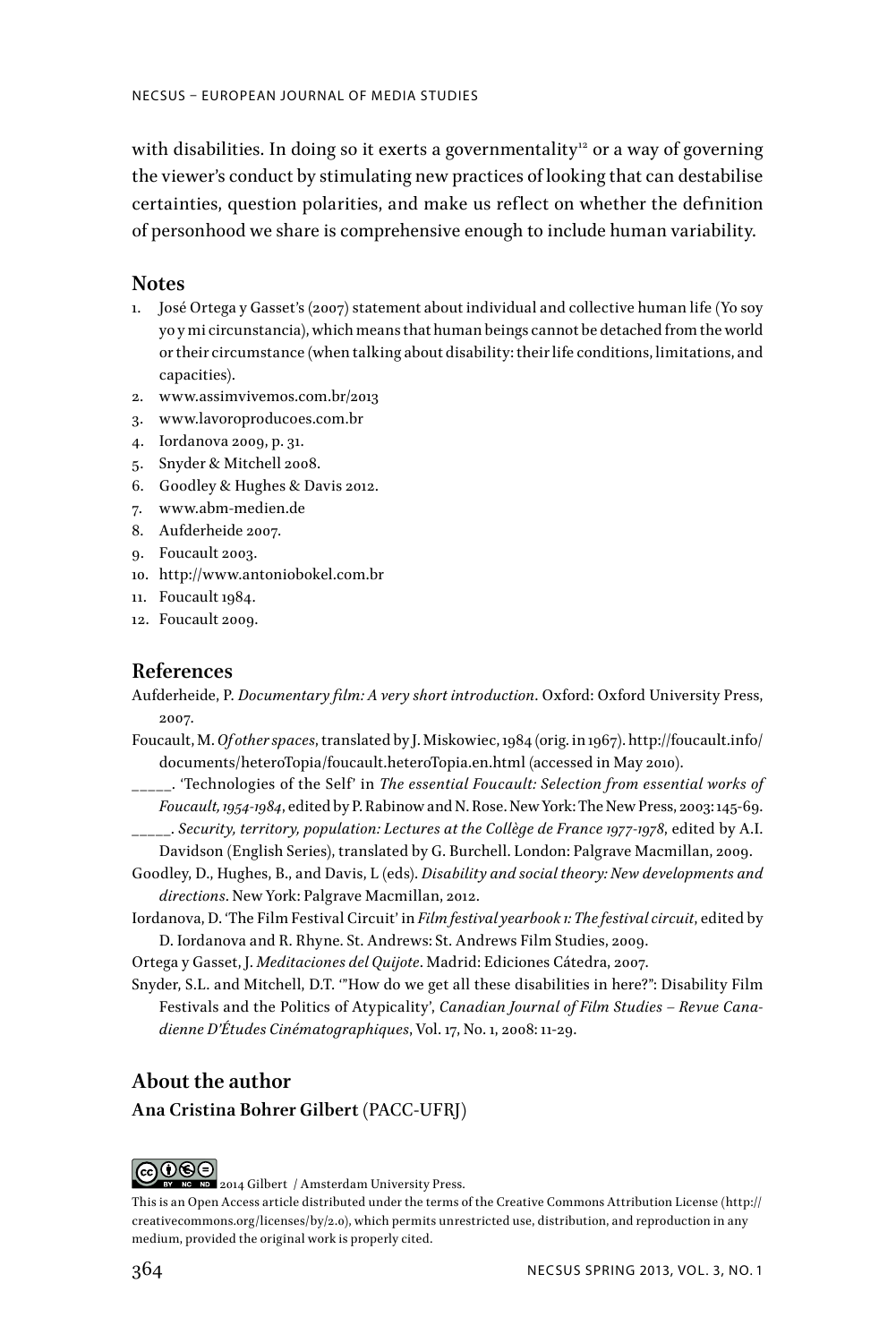with disabilities. In doing so it exerts a governmentality[12] or a way of governing the viewer's conduct by stimulating new practices of looking that can destabilise certainties, question polarities, and make us reflect on whether the definition of personhood we share is comprehensive enough to include human variability.

## Notes

1. José Ortega y Gasset's (2007) statement about individual and collective human life (Yo soy yo y mi circunstancia), which means that human beings cannot be detached from the world or their circumstance (when talking about disability: their life conditions, limitations, and capacities).
2. www.assimvivemos.com.br/2013
3. www.lavoroproducoes.com.br
4. Iordanova 2009, p. 31.
5. Snyder & Mitchell 2008.
6. Goodley & Hughes & Davis 2012.
7. www.abm-medien.de
8. Aufderheide 2007.
9. Foucault 2003.
10. http://www.antoniobokel.com.br
11. Foucault 1984.
12. Foucault 2009.

## References

Aufderheide, P. *Documentary film: A very short introduction*. Oxford: Oxford University Press, 2007.

Foucault, M. *Of other spaces*, translated by J. Miskowiec, 1984 (orig. in 1967). http://foucault.info/documents/heteroTopia/foucault.heteroTopia.en.html (accessed in May 2010).

_____. 'Technologies of the Self' in *The essential Foucault: Selection from essential works of Foucault, 1954-1984*, edited by P. Rabinow and N. Rose. New York: The New Press, 2003: 145-69.

_____. *Security, territory, population: Lectures at the Collège de France 1977-1978*, edited by A.I. Davidson (English Series), translated by G. Burchell. London: Palgrave Macmillan, 2009.

Goodley, D., Hughes, B., and Davis, L (eds). *Disability and social theory: New developments and directions*. New York: Palgrave Macmillan, 2012.

Iordanova, D. 'The Film Festival Circuit' in *Film festival yearbook 1: The festival circuit*, edited by D. Iordanova and R. Rhyne. St. Andrews: St. Andrews Film Studies, 2009.

Ortega y Gasset, J. *Meditaciones del Quijote*. Madrid: Ediciones Cátedra, 2007.

Snyder, S.L. and Mitchell, D.T. '"How do we get all these disabilities in here?": Disability Film Festivals and the Politics of Atypicality', *Canadian Journal of Film Studies – Revue Canadienne D'Études Cinématographiques*, Vol. 17, No. 1, 2008: 11-29.

## About the author

**Ana Cristina Bohrer Gilbert** (PACC-UFRJ)

2014 Gilbert / Amsterdam University Press.

This is an Open Access article distributed under the terms of the Creative Commons Attribution License (http://creativecommons.org/licenses/by/2.0), which permits unrestricted use, distribution, and reproduction in any medium, provided the original work is properly cited.